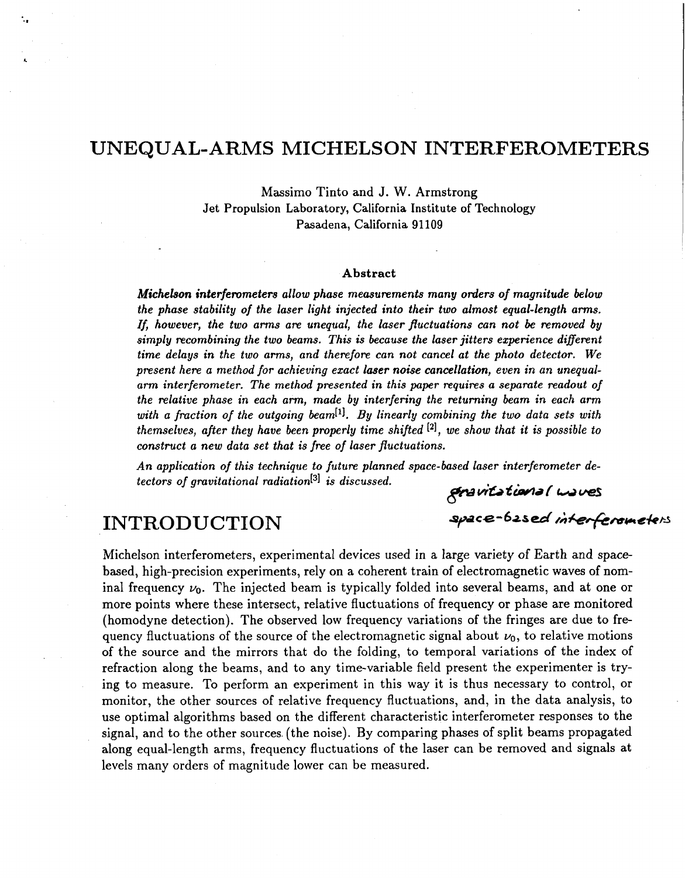# UNEQUAL-ARMS MICHELSON INTERFEROMETERS

Massimo Tinto and J. W. Armstrong
Jet Propulsion Laboratory, California Institute of Technology
Pasadena, California 91109

### Abstract

***Michelson interferometers** allow phase measurements many orders of magnitude below the phase stability of the laser light injected into their two almost equal-length arms. If, however, the two arms are unequal, the laser fluctuations can not be removed by simply recombining the two beams. This is because the laser jitters experience different time delays in the two arms, and therefore can not cancel at the photo detector. We present here a method for achieving exact **laser noise cancellation**, even in an unequal-arm interferometer. The method presented in this paper requires a separate readout of the relative phase in each arm, made by interfering the returning beam in each arm with a fraction of the outgoing beam[1]. By linearly combining the two data sets with themselves, after they have been properly time shifted [2], we show that it is possible to construct a new data set that is free of laser fluctuations.*

*An application of this technique to future planned space-based laser interferometer detectors of gravitational radiation[3] is discussed.*

gravitational waves
space-based interferometers

## INTRODUCTION

Michelson interferometers, experimental devices used in a large variety of Earth and space-based, high-precision experiments, rely on a coherent train of electromagnetic waves of nominal frequency $\nu_0$. The injected beam is typically folded into several beams, and at one or more points where these intersect, relative fluctuations of frequency or phase are monitored (homodyne detection). The observed low frequency variations of the fringes are due to frequency fluctuations of the source of the electromagnetic signal about $\nu_0$, to relative motions of the source and the mirrors that do the folding, to temporal variations of the index of refraction along the beams, and to any time-variable field present the experimenter is trying to measure. To perform an experiment in this way it is thus necessary to control, or monitor, the other sources of relative frequency fluctuations, and, in the data analysis, to use optimal algorithms based on the different characteristic interferometer responses to the signal, and to the other sources (the noise). By comparing phases of split beams propagated along equal-length arms, frequency fluctuations of the laser can be removed and signals at levels many orders of magnitude lower can be measured.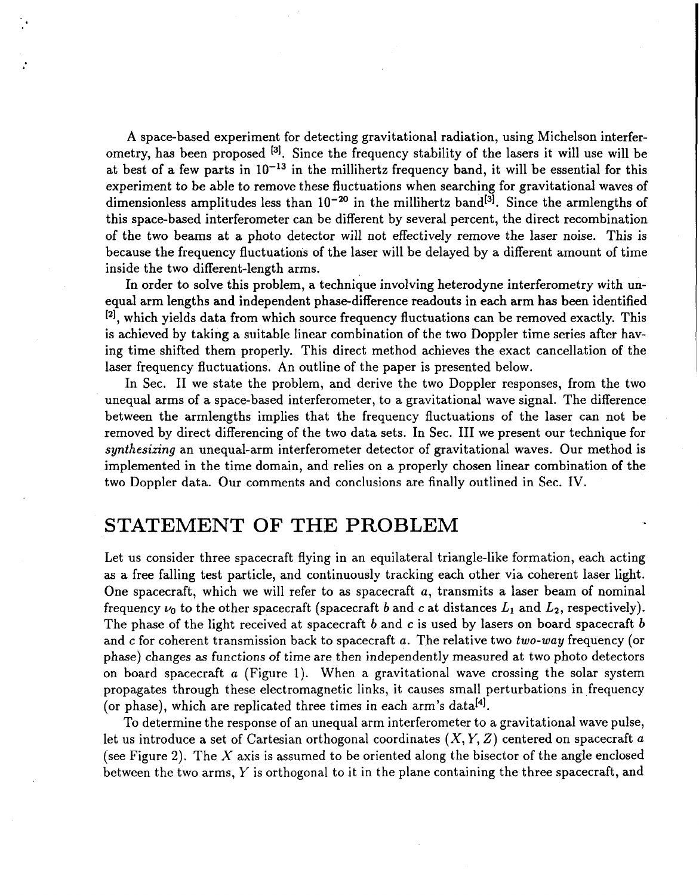A space-based experiment for detecting gravitational radiation, using Michelson interferometry, has been proposed [3]. Since the frequency stability of the lasers it will use will be at best of a few parts in $10^{-13}$ in the millihertz frequency band, it will be essential for this experiment to be able to remove these fluctuations when searching for gravitational waves of dimensionless amplitudes less than $10^{-20}$ in the millihertz band[3]. Since the armlengths of this space-based interferometer can be different by several percent, the direct recombination of the two beams at a photo detector will not effectively remove the laser noise. This is because the frequency fluctuations of the laser will be delayed by a different amount of time inside the two different-length arms.

In order to solve this problem, a technique involving heterodyne interferometry with unequal arm lengths and independent phase-difference readouts in each arm has been identified [2], which yields data from which source frequency fluctuations can be removed exactly. This is achieved by taking a suitable linear combination of the two Doppler time series after having time shifted them properly. This direct method achieves the exact cancellation of the laser frequency fluctuations. An outline of the paper is presented below.

In Sec. II we state the problem, and derive the two Doppler responses, from the two unequal arms of a space-based interferometer, to a gravitational wave signal. The difference between the armlengths implies that the frequency fluctuations of the laser can not be removed by direct differencing of the two data sets. In Sec. III we present our technique for *synthesizing* an unequal-arm interferometer detector of gravitational waves. Our method is implemented in the time domain, and relies on a properly chosen linear combination of the two Doppler data. Our comments and conclusions are finally outlined in Sec. IV.

## STATEMENT OF THE PROBLEM

Let us consider three spacecraft flying in an equilateral triangle-like formation, each acting as a free falling test particle, and continuously tracking each other via coherent laser light. One spacecraft, which we will refer to as spacecraft $a$, transmits a laser beam of nominal frequency $\nu_0$ to the other spacecraft (spacecraft $b$ and $c$ at distances $L_1$ and $L_2$, respectively). The phase of the light received at spacecraft $b$ and $c$ is used by lasers on board spacecraft $b$ and $c$ for coherent transmission back to spacecraft $a$. The relative two *two-way* frequency (or phase) changes as functions of time are then independently measured at two photo detectors on board spacecraft $a$ (Figure 1). When a gravitational wave crossing the solar system propagates through these electromagnetic links, it causes small perturbations in frequency (or phase), which are replicated three times in each arm's data[4].

To determine the response of an unequal arm interferometer to a gravitational wave pulse, let us introduce a set of Cartesian orthogonal coordinates $(X, Y, Z)$ centered on spacecraft $a$ (see Figure 2). The $X$ axis is assumed to be oriented along the bisector of the angle enclosed between the two arms, $Y$ is orthogonal to it in the plane containing the three spacecraft, and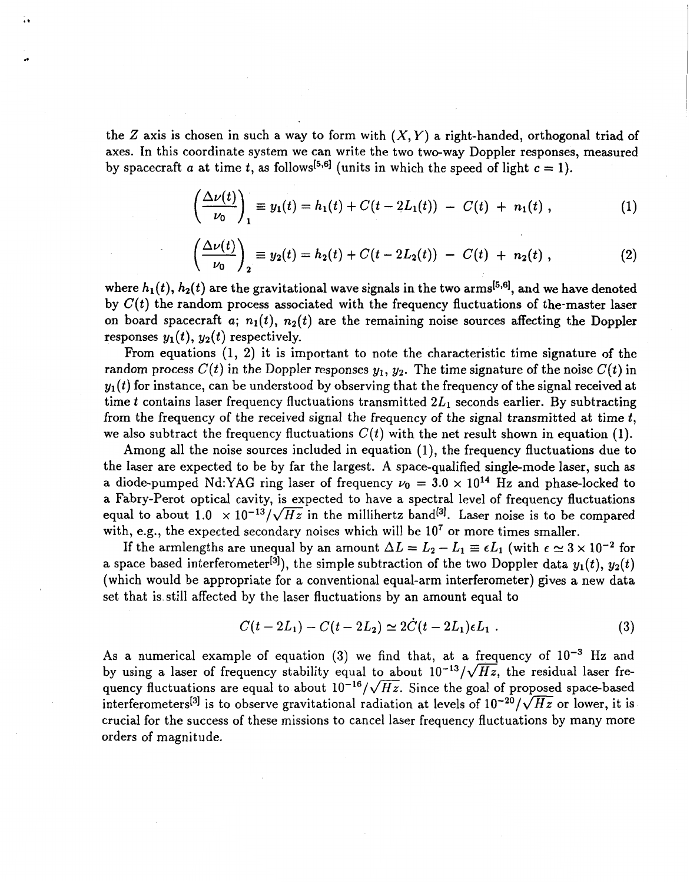the $Z$ axis is chosen in such a way to form with $(X, Y)$ a right-handed, orthogonal triad of axes. In this coordinate system we can write the two two-way Doppler responses, measured by spacecraft $a$ at time $t$, as follows[5,6] (units in which the speed of light $c = 1$).

$$\left(\frac{\Delta\nu(t)}{\nu_0}\right)_1 \equiv y_1(t) = h_1(t) + C(t - 2L_1(t)) \; - \; C(t) \; + \; n_1(t) \; , \tag{1}$$

$$\left(\frac{\Delta\nu(t)}{\nu_0}\right)_2 \equiv y_2(t) = h_2(t) + C(t - 2L_2(t)) \; - \; C(t) \; + \; n_2(t) \; , \tag{2}$$

where $h_1(t)$, $h_2(t)$ are the gravitational wave signals in the two arms[5,6], and we have denoted by $C(t)$ the random process associated with the frequency fluctuations of the master laser on board spacecraft $a$; $n_1(t)$, $n_2(t)$ are the remaining noise sources affecting the Doppler responses $y_1(t)$, $y_2(t)$ respectively.

From equations (1, 2) it is important to note the characteristic time signature of the random process $C(t)$ in the Doppler responses $y_1$, $y_2$. The time signature of the noise $C(t)$ in $y_1(t)$ for instance, can be understood by observing that the frequency of the signal received at time $t$ contains laser frequency fluctuations transmitted $2L_1$ seconds earlier. By subtracting from the frequency of the received signal the frequency of the signal transmitted at time $t$, we also subtract the frequency fluctuations $C(t)$ with the net result shown in equation (1).

Among all the noise sources included in equation (1), the frequency fluctuations due to the laser are expected to be by far the largest. A space-qualified single-mode laser, such as a diode-pumped Nd:YAG ring laser of frequency $\nu_0 = 3.0 \times 10^{14}$ Hz and phase-locked to a Fabry-Perot optical cavity, is expected to have a spectral level of frequency fluctuations equal to about $1.0 \times 10^{-13}/\sqrt{Hz}$ in the millihertz band[3]. Laser noise is to be compared with, e.g., the expected secondary noises which will be $10^7$ or more times smaller.

If the armlengths are unequal by an amount $\Delta L = L_2 - L_1 \equiv \epsilon L_1$ (with $\epsilon \simeq 3 \times 10^{-2}$ for a space based interferometer[3]), the simple subtraction of the two Doppler data $y_1(t)$, $y_2(t)$ (which would be appropriate for a conventional equal-arm interferometer) gives a new data set that is still affected by the laser fluctuations by an amount equal to

$$C(t - 2L_1) - C(t - 2L_2) \simeq 2\dot{C}(t - 2L_1)\epsilon L_1 \; . \tag{3}$$

As a numerical example of equation (3) we find that, at a frequency of $10^{-3}$ Hz and by using a laser of frequency stability equal to about $10^{-13}/\sqrt{Hz}$, the residual laser frequency fluctuations are equal to about $10^{-16}/\sqrt{Hz}$. Since the goal of proposed space-based interferometers[3] is to observe gravitational radiation at levels of $10^{-20}/\sqrt{Hz}$ or lower, it is crucial for the success of these missions to cancel laser frequency fluctuations by many more orders of magnitude.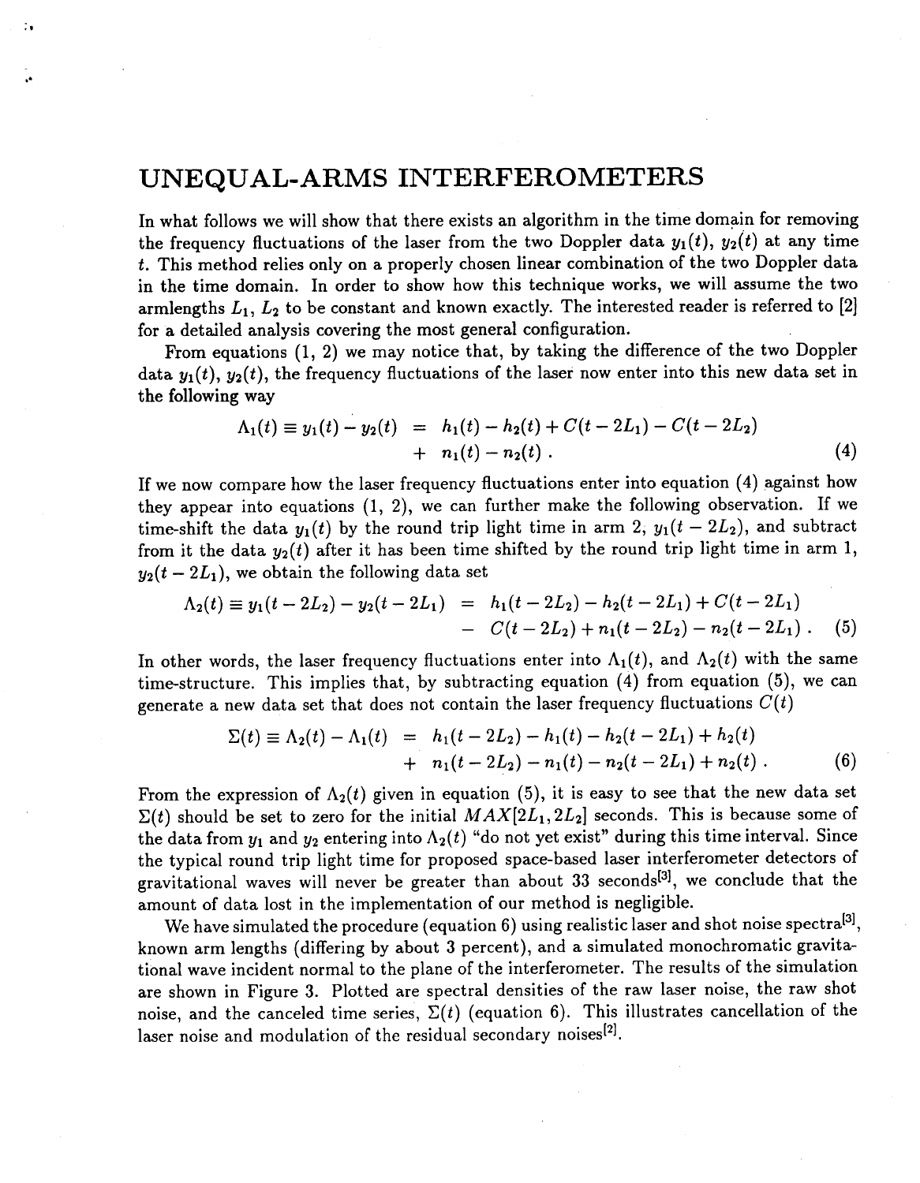# UNEQUAL-ARMS INTERFEROMETERS

In what follows we will show that there exists an algorithm in the time domain for removing the frequency fluctuations of the laser from the two Doppler data $y_1(t)$, $y_2(t)$ at any time $t$. This method relies only on a properly chosen linear combination of the two Doppler data in the time domain. In order to show how this technique works, we will assume the two armlengths $L_1$, $L_2$ to be constant and known exactly. The interested reader is referred to [2] for a detailed analysis covering the most general configuration.

From equations (1, 2) we may notice that, by taking the difference of the two Doppler data $y_1(t)$, $y_2(t)$, the frequency fluctuations of the laser now enter into this new data set in the following way

$$
\begin{aligned}
\Lambda_1(t) \equiv y_1(t) - y_2(t) &= h_1(t) - h_2(t) + C(t - 2L_1) - C(t - 2L_2) \\
&+ n_1(t) - n_2(t) \, .
\end{aligned}
\tag{4}
$$

If we now compare how the laser frequency fluctuations enter into equation (4) against how they appear into equations (1, 2), we can further make the following observation. If we time-shift the data $y_1(t)$ by the round trip light time in arm 2, $y_1(t - 2L_2)$, and subtract from it the data $y_2(t)$ after it has been time shifted by the round trip light time in arm 1, $y_2(t - 2L_1)$, we obtain the following data set

$$
\begin{aligned}
\Lambda_2(t) \equiv y_1(t - 2L_2) - y_2(t - 2L_1) &= h_1(t - 2L_2) - h_2(t - 2L_1) + C(t - 2L_1) \\
&- C(t - 2L_2) + n_1(t - 2L_2) - n_2(t - 2L_1) \, .
\end{aligned}
\tag{5}
$$

In other words, the laser frequency fluctuations enter into $\Lambda_1(t)$, and $\Lambda_2(t)$ with the same time-structure. This implies that, by subtracting equation (4) from equation (5), we can generate a new data set that does not contain the laser frequency fluctuations $C(t)$

$$
\begin{aligned}
\Sigma(t) \equiv \Lambda_2(t) - \Lambda_1(t) &= h_1(t - 2L_2) - h_1(t) - h_2(t - 2L_1) + h_2(t) \\
&+ n_1(t - 2L_2) - n_1(t) - n_2(t - 2L_1) + n_2(t) \, .
\end{aligned}
\tag{6}
$$

From the expression of $\Lambda_2(t)$ given in equation (5), it is easy to see that the new data set $\Sigma(t)$ should be set to zero for the initial $MAX[2L_1, 2L_2]$ seconds. This is because some of the data from $y_1$ and $y_2$ entering into $\Lambda_2(t)$ "do not yet exist" during this time interval. Since the typical round trip light time for proposed space-based laser interferometer detectors of gravitational waves will never be greater than about 33 seconds[3], we conclude that the amount of data lost in the implementation of our method is negligible.

We have simulated the procedure (equation 6) using realistic laser and shot noise spectra[3], known arm lengths (differing by about 3 percent), and a simulated monochromatic gravitational wave incident normal to the plane of the interferometer. The results of the simulation are shown in Figure 3. Plotted are spectral densities of the raw laser noise, the raw shot noise, and the canceled time series, $\Sigma(t)$ (equation 6). This illustrates cancellation of the laser noise and modulation of the residual secondary noises[2].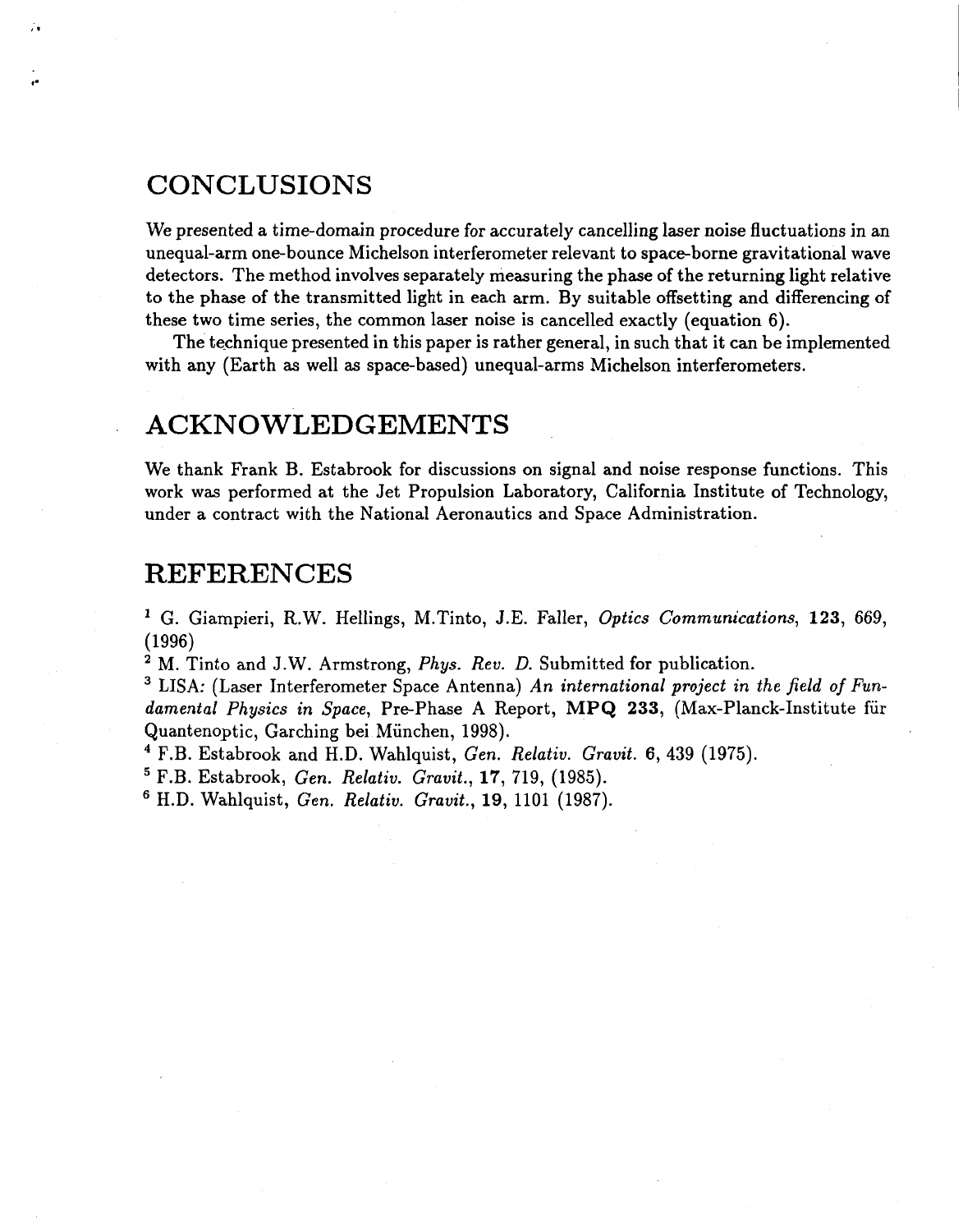## CONCLUSIONS

We presented a time-domain procedure for accurately cancelling laser noise fluctuations in an unequal-arm one-bounce Michelson interferometer relevant to space-borne gravitational wave detectors. The method involves separately measuring the phase of the returning light relative to the phase of the transmitted light in each arm. By suitable offsetting and differencing of these two time series, the common laser noise is cancelled exactly (equation 6).

The technique presented in this paper is rather general, in such that it can be implemented with any (Earth as well as space-based) unequal-arms Michelson interferometers.

## ACKNOWLEDGEMENTS

We thank Frank B. Estabrook for discussions on signal and noise response functions. This work was performed at the Jet Propulsion Laboratory, California Institute of Technology, under a contract with the National Aeronautics and Space Administration.

## REFERENCES

[1] G. Giampieri, R.W. Hellings, M.Tinto, J.E. Faller, *Optics Communications*, **123**, 669, (1996)

[2] M. Tinto and J.W. Armstrong, *Phys. Rev. D.* Submitted for publication.

[3] LISA: (Laser Interferometer Space Antenna) *An international project in the field of Fundamental Physics in Space*, Pre-Phase A Report, **MPQ 233**, (Max-Planck-Institute für Quantenoptic, Garching bei München, 1998).

[4] F.B. Estabrook and H.D. Wahlquist, *Gen. Relativ. Gravit.* **6**, 439 (1975).

[5] F.B. Estabrook, *Gen. Relativ. Gravit.*, **17**, 719, (1985).

[6] H.D. Wahlquist, *Gen. Relativ. Gravit.*, **19**, 1101 (1987).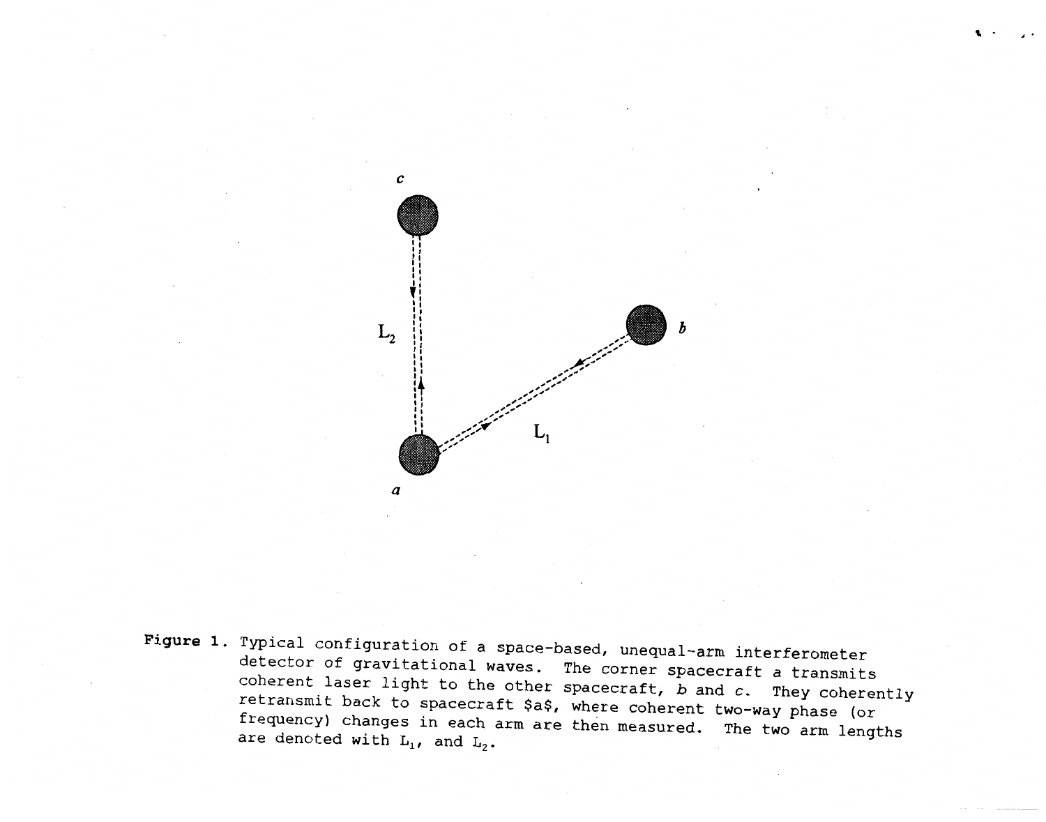**Figure 1.** Typical configuration of a space-based, unequal-arm interferometer detector of gravitational waves. The corner spacecraft $a$ transmits coherent laser light to the other spacecraft, $b$ and $c$. They coherently retransmit back to spacecraft $a$, where coherent two-way phase (or frequency) changes in each arm are then measured. The two arm lengths are denoted with $L_1$, and $L_2$.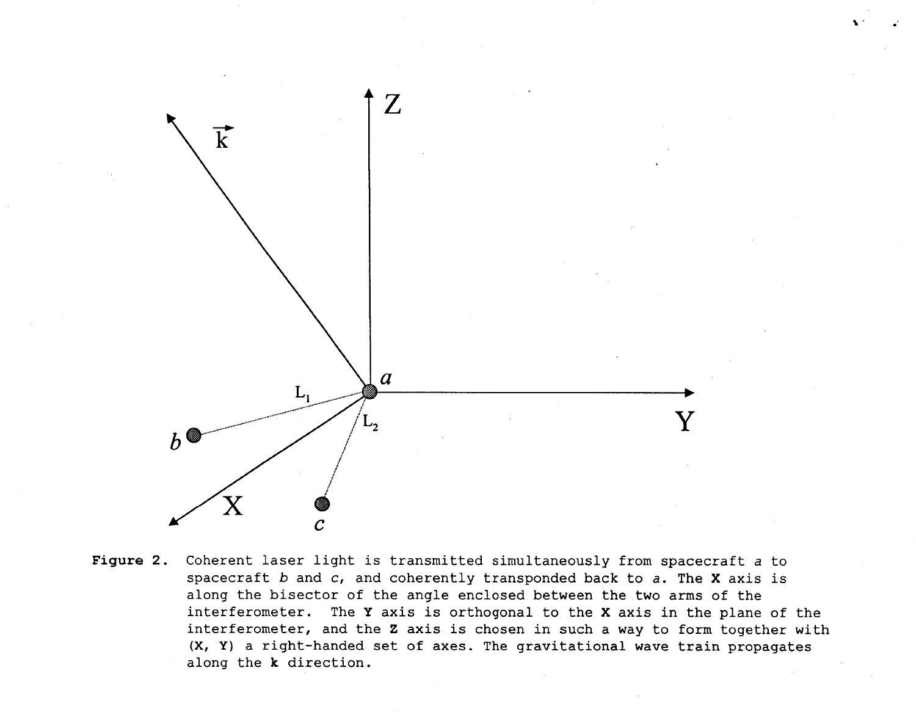**Figure 2.** Coherent laser light is transmitted simultaneously from spacecraft $a$ to spacecraft $b$ and $c$, and coherently transponded back to $a$. The **X** axis is along the bisector of the angle enclosed between the two arms of the interferometer. The **Y** axis is orthogonal to the **X** axis in the plane of the interferometer, and the **Z** axis is chosen in such a way to form together with (**X**, **Y**) a right-handed set of axes. The gravitational wave train propagates along the **k** direction.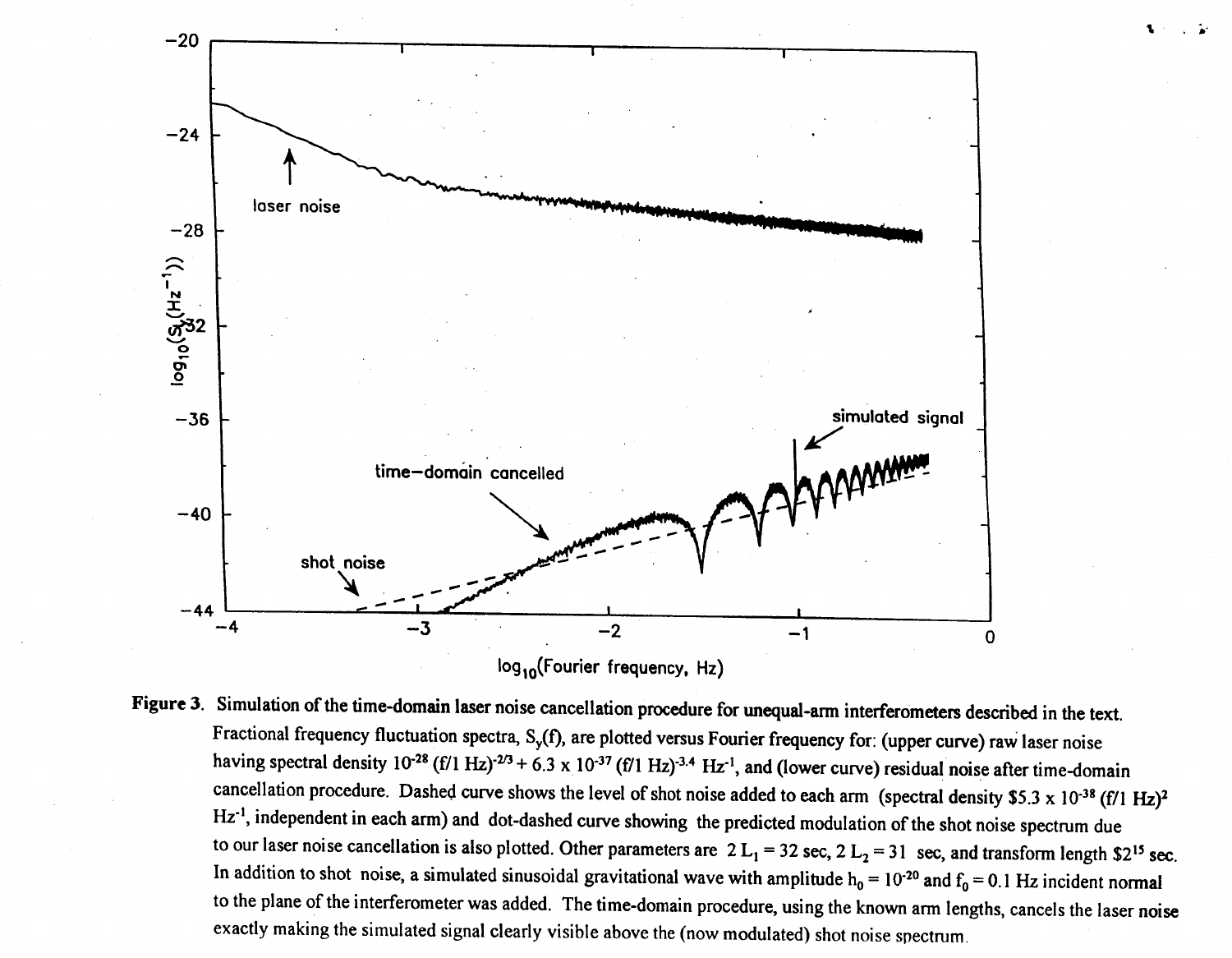-20

-24

-28

-32

-36

-40

-44

$\log_{10}(S_y(\mathrm{Hz}^{-1}))$

laser noise

simulated signal

time–domain cancelled

shot noise

-4

-3

-2

-1

0

$\log_{10}$(Fourier frequency, Hz)

**Figure 3.** Simulation of the time-domain laser noise cancellation procedure for unequal-arm interferometers described in the text. Fractional frequency fluctuation spectra, $S_y(f)$, are plotted versus Fourier frequency for: (upper curve) raw laser noise having spectral density $10^{-28}\,(f/1\ \mathrm{Hz})^{-2/3} + 6.3 \times 10^{-37}\,(f/1\ \mathrm{Hz})^{-3.4}\ \mathrm{Hz}^{-1}$, and (lower curve) residual noise after time-domain cancellation procedure. Dashed curve shows the level of shot noise added to each arm (spectral density $5.3 \times 10^{-38}\,(f/1\ \mathrm{Hz})^{2}\ \mathrm{Hz}^{-1}$, independent in each arm) and dot-dashed curve showing the predicted modulation of the shot noise spectrum due to our laser noise cancellation is also plotted. Other parameters are $2\,L_1 = 32$ sec, $2\,L_2 = 31$ sec, and transform length $2^{15}$ sec. In addition to shot noise, a simulated sinusoidal gravitational wave with amplitude $h_0 = 10^{-20}$ and $f_0 = 0.1$ Hz incident normal to the plane of the interferometer was added. The time-domain procedure, using the known arm lengths, cancels the laser noise exactly making the simulated signal clearly visible above the (now modulated) shot noise spectrum.